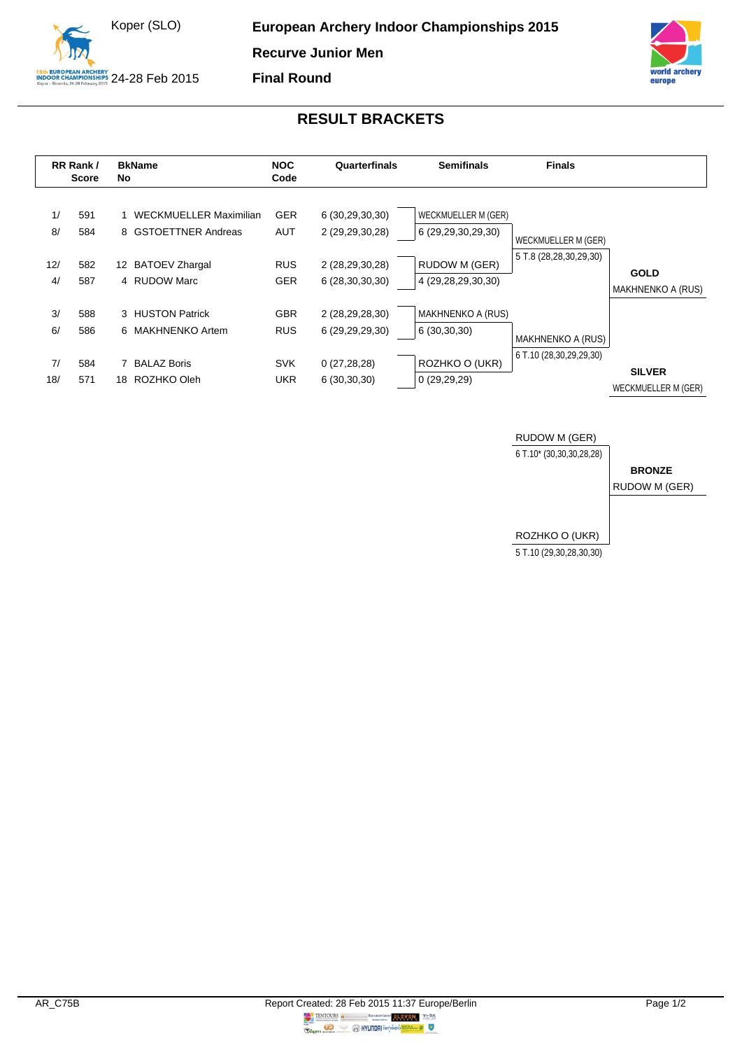Koper (SLO)

24-28 Feb 2015

**European Archery Indoor Championships 2015**

**Recurve Junior Men**

**Final Round**

## RESULT BRACKETS

| RR Rank / Score | | BkNo | Name | NOC Code | Quarterfinals |
|---|---|---|---|---|---|
| 1/ | 591 | 1 | WECKMUELLER Maximilian | GER | 6 (30,29,30,30) |
| 8/ | 584 | 8 | GSTOETTNER Andreas | AUT | 2 (29,29,30,28) |
| 12/ | 582 | 12 | BATOEV Zhargal | RUS | 2 (28,29,30,28) |
| 4/ | 587 | 4 | RUDOW Marc | GER | 6 (28,30,30,30) |
| 3/ | 588 | 3 | HUSTON Patrick | GBR | 2 (28,29,28,30) |
| 6/ | 586 | 6 | MAKHNENKO Artem | RUS | 6 (29,29,29,30) |
| 7/ | 584 | 7 | BALAZ Boris | SVK | 0 (27,28,28) |
| 18/ | 571 | 18 | ROZHKO Oleh | UKR | 6 (30,30,30) |

### Semifinals

| Archer | Score |
|---|---|
| WECKMUELLER M (GER) | 6 (29,29,30,29,30) |
| RUDOW M (GER) | 4 (29,28,29,30,30) |
| MAKHNENKO A (RUS) | 6 (30,30,30) |
| ROZHKO O (UKR) | 0 (29,29,29) |

### Finals

| Archer | Score |
|---|---|
| WECKMUELLER M (GER) | 5 T.8 (28,28,30,29,30) |
| MAKHNENKO A (RUS) | 6 T.10 (28,30,29,29,30) |

### Bronze Match

| Archer | Score |
|---|---|
| RUDOW M (GER) | 6 T.10* (30,30,30,28,28) |
| ROZHKO O (UKR) | 5 T.10 (29,30,28,30,30) |

**GOLD**
MAKHNENKO A (RUS)

**SILVER**
WECKMUELLER M (GER)

**BRONZE**
RUDOW M (GER)

AR_C75B

Report Created: 28 Feb 2015 11:37 Europe/Berlin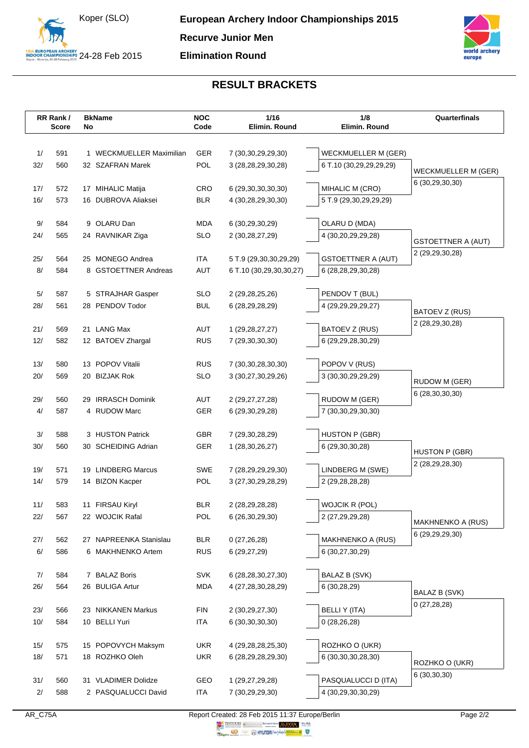# European Archery Indoor Championships 2015

Koper (SLO)

24-28 Feb 2015

**Recurve Junior Men**

**Elimination Round**

## RESULT BRACKETS

| RR Rank / Score | | BkName No | | NOC Code | 1/16 Elimin. Round | 1/8 Elimin. Round | Quarterfinals |
|---|---|---|---|---|---|---|---|
| 1/ | 591 | 1 | WECKMUELLER Maximilian | GER | 7 (30,30,29,29,30) | WECKMUELLER M (GER) | |
| 32/ | 560 | 32 | SZAFRAN Marek | POL | 3 (28,28,29,30,28) | 6 T.10 (30,29,29,29,29) | WECKMUELLER M (GER) |
| 17/ | 572 | 17 | MIHALIC Matija | CRO | 6 (29,30,30,30,30) | MIHALIC M (CRO) | 6 (30,29,30,30) |
| 16/ | 573 | 16 | DUBROVA Aliaksei | BLR | 4 (30,28,29,30,30) | 5 T.9 (29,30,29,29,29) | |
| 9/ | 584 | 9 | OLARU Dan | MDA | 6 (30,29,30,29) | OLARU D (MDA) | |
| 24/ | 565 | 24 | RAVNIKAR Ziga | SLO | 2 (30,28,27,29) | 4 (30,20,29,29,28) | GSTOETTNER A (AUT) |
| 25/ | 564 | 25 | MONEGO Andrea | ITA | 5 T.9 (29,30,30,29,29) | GSTOETTNER A (AUT) | 2 (29,29,30,28) |
| 8/ | 584 | 8 | GSTOETTNER Andreas | AUT | 6 T.10 (30,29,30,30,27) | 6 (28,28,29,30,28) | |
| 5/ | 587 | 5 | STRAJHAR Gasper | SLO | 2 (29,28,25,26) | PENDOV T (BUL) | |
| 28/ | 561 | 28 | PENDOV Todor | BUL | 6 (28,29,28,29) | 4 (29,29,29,29,27) | BATOEV Z (RUS) |
| 21/ | 569 | 21 | LANG Max | AUT | 1 (29,28,27,27) | BATOEV Z (RUS) | 2 (28,29,30,28) |
| 12/ | 582 | 12 | BATOEV Zhargal | RUS | 7 (29,30,30,30) | 6 (29,29,28,30,29) | |
| 13/ | 580 | 13 | POPOV Vitalii | RUS | 7 (30,30,28,30,30) | POPOV V (RUS) | |
| 20/ | 569 | 20 | BIZJAK Rok | SLO | 3 (30,27,30,29,26) | 3 (30,30,29,29,29) | RUDOW M (GER) |
| 29/ | 560 | 29 | IRRASCH Dominik | AUT | 2 (29,27,27,28) | RUDOW M (GER) | 6 (28,30,30,30) |
| 4/ | 587 | 4 | RUDOW Marc | GER | 6 (29,30,29,28) | 7 (30,30,29,30,30) | |
| 3/ | 588 | 3 | HUSTON Patrick | GBR | 7 (29,30,28,29) | HUSTON P (GBR) | |
| 30/ | 560 | 30 | SCHEIDING Adrian | GER | 1 (28,30,26,27) | 6 (29,30,30,28) | HUSTON P (GBR) |
| 19/ | 571 | 19 | LINDBERG Marcus | SWE | 7 (28,29,29,29,30) | LINDBERG M (SWE) | 2 (28,29,28,30) |
| 14/ | 579 | 14 | BIZON Kacper | POL | 3 (27,30,29,28,29) | 2 (29,28,28,28) | |
| 11/ | 583 | 11 | FIRSAU Kiryl | BLR | 2 (28,29,28,28) | WOJCIK R (POL) | |
| 22/ | 567 | 22 | WOJCIK Rafal | POL | 6 (26,30,29,30) | 2 (27,29,29,28) | MAKHNENKO A (RUS) |
| 27/ | 562 | 27 | NAPREENKA Stanislau | BLR | 0 (27,26,28) | MAKHNENKO A (RUS) | 6 (29,29,29,30) |
| 6/ | 586 | 6 | MAKHNENKO Artem | RUS | 6 (29,27,29) | 6 (30,27,30,29) | |
| 7/ | 584 | 7 | BALAZ Boris | SVK | 6 (28,28,30,27,30) | BALAZ B (SVK) | |
| 26/ | 564 | 26 | BULIGA Artur | MDA | 4 (27,28,30,28,29) | 6 (30,28,29) | BALAZ B (SVK) |
| 23/ | 566 | 23 | NIKKANEN Markus | FIN | 2 (30,29,27,30) | BELLI Y (ITA) | 0 (27,28,28) |
| 10/ | 584 | 10 | BELLI Yuri | ITA | 6 (30,30,30,30) | 0 (28,26,28) | |
| 15/ | 575 | 15 | POPOVYCH Maksym | UKR | 4 (29,28,28,25,30) | ROZHKO O (UKR) | |
| 18/ | 571 | 18 | ROZHKO Oleh | UKR | 6 (28,29,28,29,30) | 6 (30,30,30,28,30) | ROZHKO O (UKR) |
| 31/ | 560 | 31 | VLADIMER Dolidze | GEO | 1 (29,27,29,28) | PASQUALUCCI D (ITA) | 6 (30,30,30) |
| 2/ | 588 | 2 | PASQUALUCCI David | ITA | 7 (30,29,29,30) | 4 (30,29,30,30,29) | |

AR_C75A    Report Created: 28 Feb 2015 11:37 Europe/Berlin